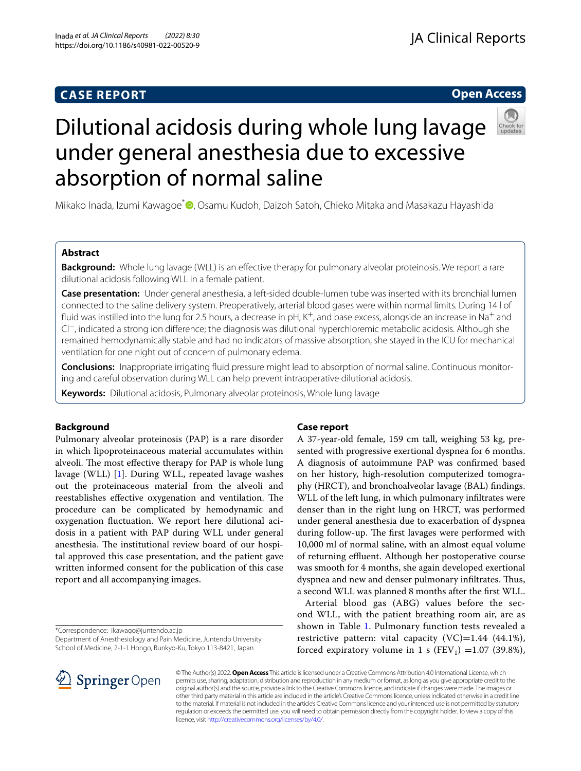CASE REPORT

Open Access

# Dilutional acidosis during whole lung lavage under general anesthesia due to excessive absorption of normal saline

Mikako Inada, Izumi Kawagoe*, Osamu Kudoh, Daizoh Satoh, Chieko Mitaka and Masakazu Hayashida

## Abstract

**Background:** Whole lung lavage (WLL) is an effective therapy for pulmonary alveolar proteinosis. We report a rare dilutional acidosis following WLL in a female patient.

**Case presentation:** Under general anesthesia, a left-sided double-lumen tube was inserted with its bronchial lumen connected to the saline delivery system. Preoperatively, arterial blood gases were within normal limits. During 14 l of fluid was instilled into the lung for 2.5 hours, a decrease in pH, $K^+$, and base excess, alongside an increase in $Na^+$ and $Cl^-$, indicated a strong ion difference; the diagnosis was dilutional hyperchloremic metabolic acidosis. Although she remained hemodynamically stable and had no indicators of massive absorption, she stayed in the ICU for mechanical ventilation for one night out of concern of pulmonary edema.

**Conclusions:** Inappropriate irrigating fluid pressure might lead to absorption of normal saline. Continuous monitoring and careful observation during WLL can help prevent intraoperative dilutional acidosis.

**Keywords:** Dilutional acidosis, Pulmonary alveolar proteinosis, Whole lung lavage

## Background

Pulmonary alveolar proteinosis (PAP) is a rare disorder in which lipoproteinaceous material accumulates within alveoli. The most effective therapy for PAP is whole lung lavage (WLL) [1]. During WLL, repeated lavage washes out the proteinaceous material from the alveoli and reestablishes effective oxygenation and ventilation. The procedure can be complicated by hemodynamic and oxygenation fluctuation. We report here dilutional acidosis in a patient with PAP during WLL under general anesthesia. The institutional review board of our hospital approved this case presentation, and the patient gave written informed consent for the publication of this case report and all accompanying images.

*Correspondence: ikawago@juntendo.ac.jp
Department of Anesthesiology and Pain Medicine, Juntendo University School of Medicine, 2-1-1 Hongo, Bunkyo-Ku, Tokyo 113-8421, Japan

## Case report

A 37-year-old female, 159 cm tall, weighing 53 kg, presented with progressive exertional dyspnea for 6 months. A diagnosis of autoimmune PAP was confirmed based on her history, high-resolution computerized tomography (HRCT), and bronchoalveolar lavage (BAL) findings. WLL of the left lung, in which pulmonary infiltrates were denser than in the right lung on HRCT, was performed under general anesthesia due to exacerbation of dyspnea during follow-up. The first lavages were performed with 10,000 ml of normal saline, with an almost equal volume of returning effluent. Although her postoperative course was smooth for 4 months, she again developed exertional dyspnea and new and denser pulmonary infiltrates. Thus, a second WLL was planned 8 months after the first WLL.

Arterial blood gas (ABG) values before the second WLL, with the patient breathing room air, are as shown in Table 1. Pulmonary function tests revealed a restrictive pattern: vital capacity (VC)=1.44 (44.1%), forced expiratory volume in 1 s ($FEV_1$) =1.07 (39.8%),

© The Author(s) 2022. **Open Access** This article is licensed under a Creative Commons Attribution 4.0 International License, which permits use, sharing, adaptation, distribution and reproduction in any medium or format, as long as you give appropriate credit to the original author(s) and the source, provide a link to the Creative Commons licence, and indicate if changes were made. The images or other third party material in this article are included in the article's Creative Commons licence, unless indicated otherwise in a credit line to the material. If material is not included in the article's Creative Commons licence and your intended use is not permitted by statutory regulation or exceeds the permitted use, you will need to obtain permission directly from the copyright holder. To view a copy of this licence, visit http://creativecommons.org/licenses/by/4.0/.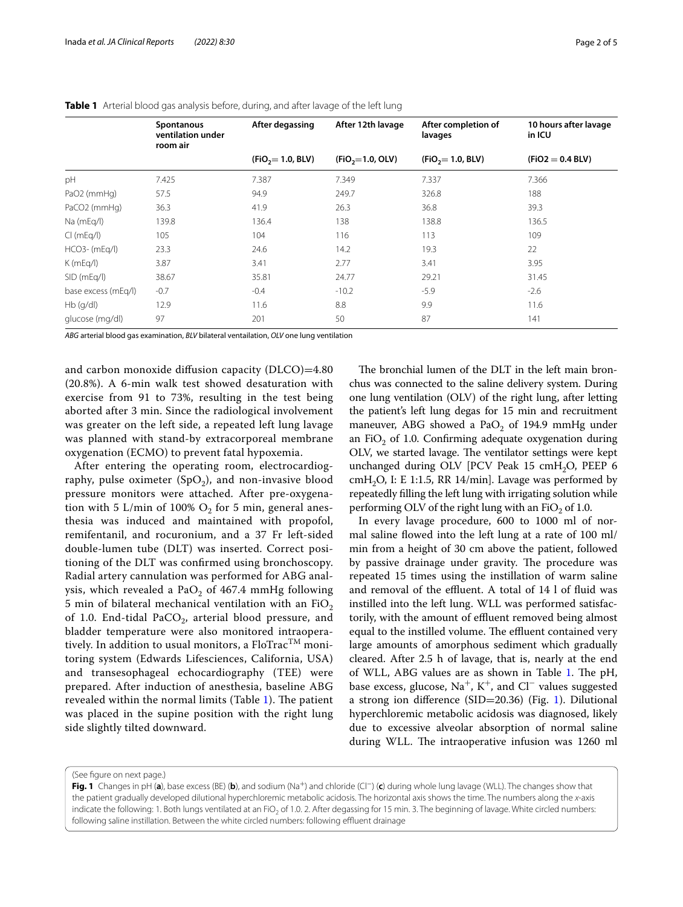**Table 1** Arterial blood gas analysis before, during, and after lavage of the left lung

| | Spontanous ventilation under room air | After degassing | After 12th lavage | After completion of lavages | 10 hours after lavage in ICU |
|---|---|---|---|---|---|
| | | ($FiO_2$ = 1.0, BLV) | ($FiO_2$=1.0, OLV) | ($FiO_2$ = 1.0, BLV) | (FiO2 = 0.4 BLV) |
| pH | 7.425 | 7.387 | 7.349 | 7.337 | 7.366 |
| PaO2 (mmHg) | 57.5 | 94.9 | 249.7 | 326.8 | 188 |
| PaCO2 (mmHg) | 36.3 | 41.9 | 26.3 | 36.8 | 39.3 |
| Na (mEq/l) | 139.8 | 136.4 | 138 | 138.8 | 136.5 |
| Cl (mEq/l) | 105 | 104 | 116 | 113 | 109 |
| HCO3- (mEq/l) | 23.3 | 24.6 | 14.2 | 19.3 | 22 |
| K (mEq/l) | 3.87 | 3.41 | 2.77 | 3.41 | 3.95 |
| SID (mEq/l) | 38.67 | 35.81 | 24.77 | 29.21 | 31.45 |
| base excess (mEq/l) | -0.7 | -0.4 | -10.2 | -5.9 | -2.6 |
| Hb (g/dl) | 12.9 | 11.6 | 8.8 | 9.9 | 11.6 |
| glucose (mg/dl) | 97 | 201 | 50 | 87 | 141 |

*ABG* arterial blood gas examination, *BLV* bilateral ventailation, *OLV* one lung ventilation

and carbon monoxide diffusion capacity (DLCO)=4.80 (20.8%). A 6-min walk test showed desaturation with exercise from 91 to 73%, resulting in the test being aborted after 3 min. Since the radiological involvement was greater on the left side, a repeated left lung lavage was planned with stand-by extracorporeal membrane oxygenation (ECMO) to prevent fatal hypoxemia.

After entering the operating room, electrocardiography, pulse oximeter ($SpO_2$), and non-invasive blood pressure monitors were attached. After pre-oxygenation with 5 L/min of 100% $O_2$ for 5 min, general anesthesia was induced and maintained with propofol, remifentanil, and rocuronium, and a 37 Fr left-sided double-lumen tube (DLT) was inserted. Correct positioning of the DLT was confirmed using bronchoscopy. Radial artery cannulation was performed for ABG analysis, which revealed a $PaO_2$ of 467.4 mmHg following 5 min of bilateral mechanical ventilation with an $FiO_2$ of 1.0. End-tidal $PaCO_2$, arterial blood pressure, and bladder temperature were also monitored intraoperatively. In addition to usual monitors, a FloTrac$^{TM}$ monitoring system (Edwards Lifesciences, California, USA) and transesophageal echocardiography (TEE) were prepared. After induction of anesthesia, baseline ABG revealed within the normal limits (Table 1). The patient was placed in the supine position with the right lung side slightly tilted downward.

The bronchial lumen of the DLT in the left main bronchus was connected to the saline delivery system. During one lung ventilation (OLV) of the right lung, after letting the patient's left lung degas for 15 min and recruitment maneuver, ABG showed a $PaO_2$ of 194.9 mmHg under an $FiO_2$ of 1.0. Confirming adequate oxygenation during OLV, we started lavage. The ventilator settings were kept unchanged during OLV [PCV Peak 15 $cmH_2O$, PEEP 6 $cmH_2O$, I: E 1:1.5, RR 14/min]. Lavage was performed by repeatedly filling the left lung with irrigating solution while performing OLV of the right lung with an $FiO_2$ of 1.0.

In every lavage procedure, 600 to 1000 ml of normal saline flowed into the left lung at a rate of 100 ml/min from a height of 30 cm above the patient, followed by passive drainage under gravity. The procedure was repeated 15 times using the instillation of warm saline and removal of the effluent. A total of 14 l of fluid was instilled into the left lung. WLL was performed satisfactorily, with the amount of effluent removed being almost equal to the instilled volume. The effluent contained very large amounts of amorphous sediment which gradually cleared. After 2.5 h of lavage, that is, nearly at the end of WLL, ABG values are as shown in Table 1. The pH, base excess, glucose, $Na^+$, $K^+$, and $Cl^-$ values suggested a strong ion difference (SID=20.36) (Fig. 1). Dilutional hyperchloremic metabolic acidosis was diagnosed, likely due to excessive alveolar absorption of normal saline during WLL. The intraoperative infusion was 1260 ml

(See figure on next page.)

**Fig. 1** Changes in pH (**a**), base excess (BE) (**b**), and sodium ($Na^+$) and chloride ($Cl^-$) (**c**) during whole lung lavage (WLL). The changes show that the patient gradually developed dilutional hyperchloremic metabolic acidosis. The horizontal axis shows the time. The numbers along the *x*-axis indicate the following: 1. Both lungs ventilated at an $FiO_2$ of 1.0. 2. After degassing for 15 min. 3. The beginning of lavage. White circled numbers: following saline instillation. Between the white circled numbers: following effluent drainage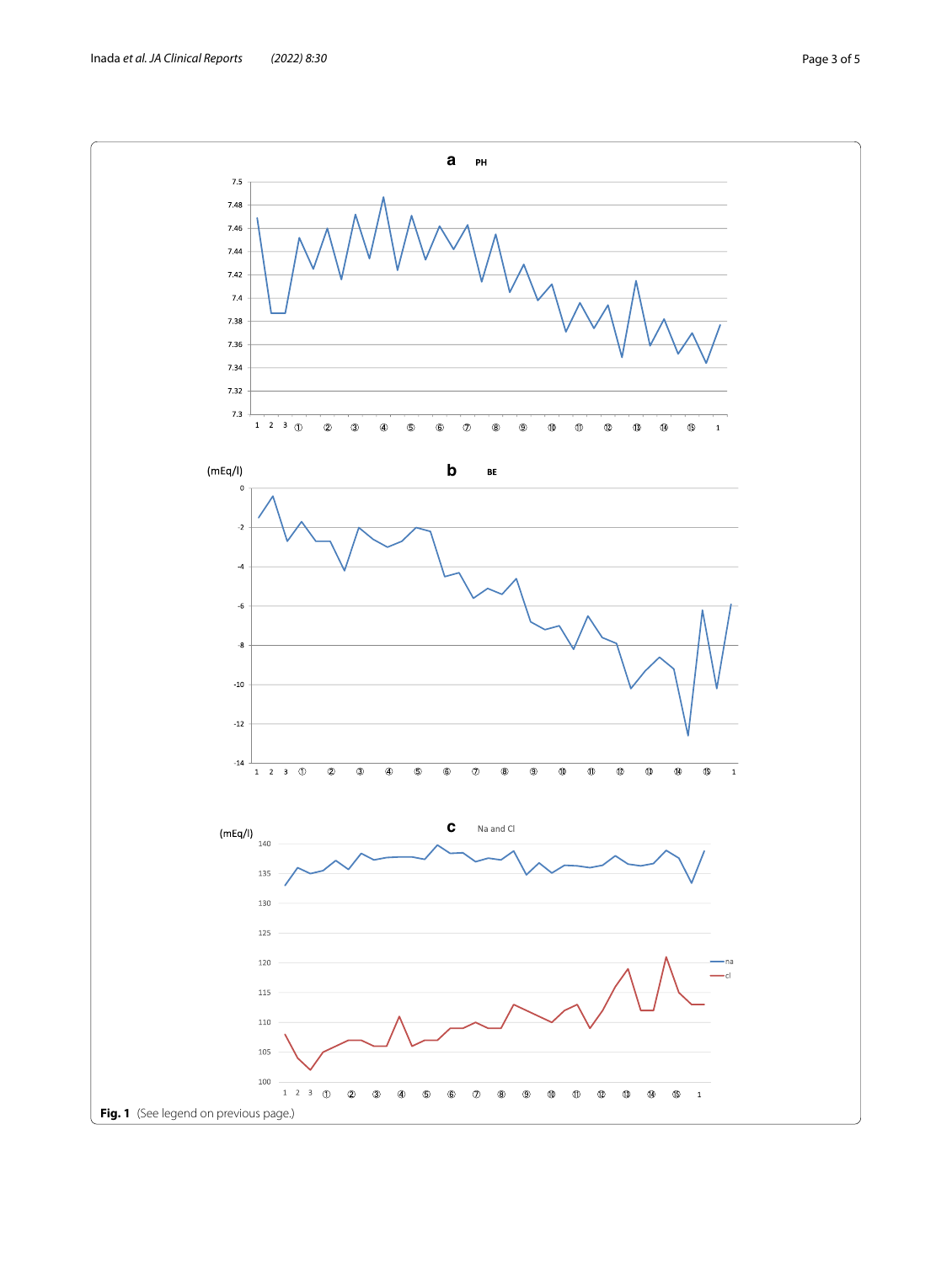Fig. 1 (See legend on previous page.)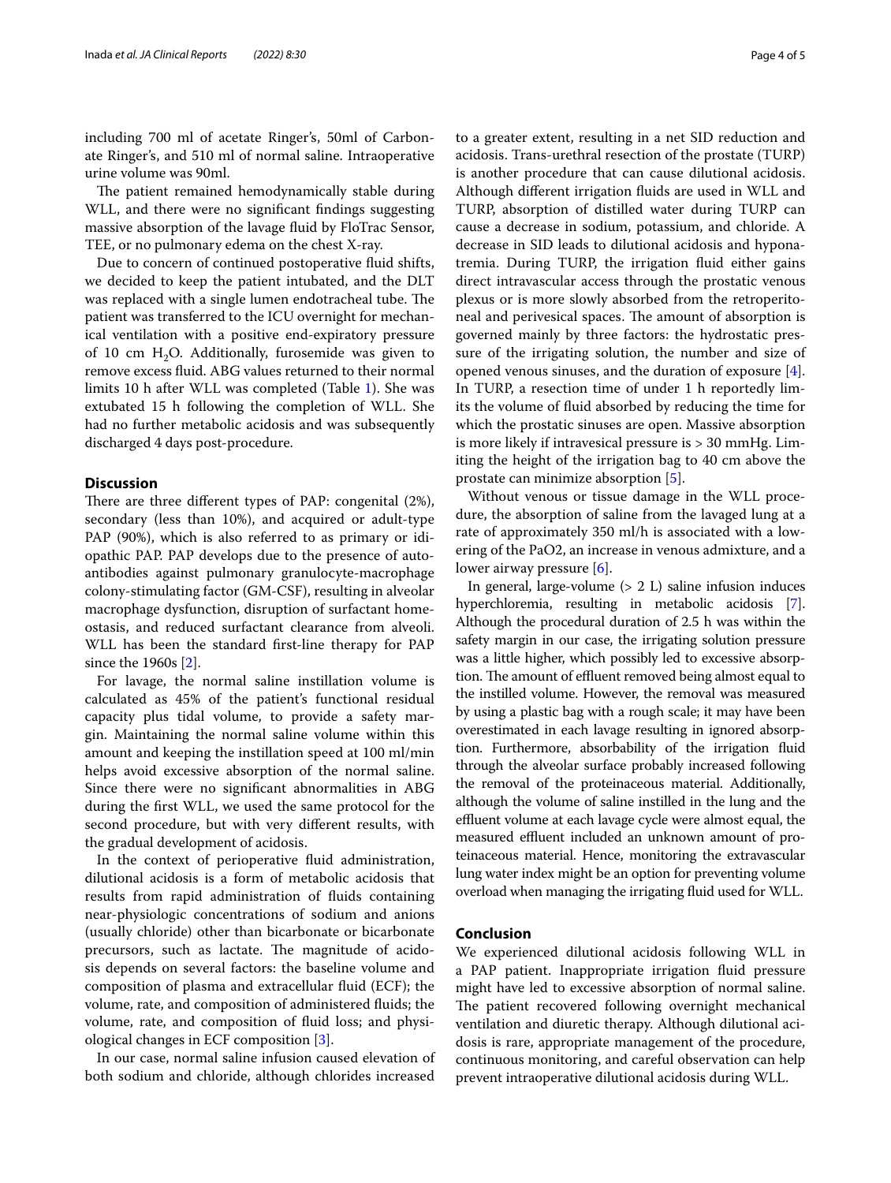including 700 ml of acetate Ringer's, 50ml of Carbonate Ringer's, and 510 ml of normal saline. Intraoperative urine volume was 90ml.

The patient remained hemodynamically stable during WLL, and there were no significant findings suggesting massive absorption of the lavage fluid by FloTrac Sensor, TEE, or no pulmonary edema on the chest X-ray.

Due to concern of continued postoperative fluid shifts, we decided to keep the patient intubated, and the DLT was replaced with a single lumen endotracheal tube. The patient was transferred to the ICU overnight for mechanical ventilation with a positive end-expiratory pressure of 10 cm $H_2O$. Additionally, furosemide was given to remove excess fluid. ABG values returned to their normal limits 10 h after WLL was completed (Table 1). She was extubated 15 h following the completion of WLL. She had no further metabolic acidosis and was subsequently discharged 4 days post-procedure.

## Discussion

There are three different types of PAP: congenital (2%), secondary (less than 10%), and acquired or adult-type PAP (90%), which is also referred to as primary or idiopathic PAP. PAP develops due to the presence of autoantibodies against pulmonary granulocyte-macrophage colony-stimulating factor (GM-CSF), resulting in alveolar macrophage dysfunction, disruption of surfactant homeostasis, and reduced surfactant clearance from alveoli. WLL has been the standard first-line therapy for PAP since the 1960s [2].

For lavage, the normal saline instillation volume is calculated as 45% of the patient's functional residual capacity plus tidal volume, to provide a safety margin. Maintaining the normal saline volume within this amount and keeping the instillation speed at 100 ml/min helps avoid excessive absorption of the normal saline. Since there were no significant abnormalities in ABG during the first WLL, we used the same protocol for the second procedure, but with very different results, with the gradual development of acidosis.

In the context of perioperative fluid administration, dilutional acidosis is a form of metabolic acidosis that results from rapid administration of fluids containing near-physiologic concentrations of sodium and anions (usually chloride) other than bicarbonate or bicarbonate precursors, such as lactate. The magnitude of acidosis depends on several factors: the baseline volume and composition of plasma and extracellular fluid (ECF); the volume, rate, and composition of administered fluids; the volume, rate, and composition of fluid loss; and physiological changes in ECF composition [3].

In our case, normal saline infusion caused elevation of both sodium and chloride, although chlorides increased to a greater extent, resulting in a net SID reduction and acidosis. Trans-urethral resection of the prostate (TURP) is another procedure that can cause dilutional acidosis. Although different irrigation fluids are used in WLL and TURP, absorption of distilled water during TURP can cause a decrease in sodium, potassium, and chloride. A decrease in SID leads to dilutional acidosis and hyponatremia. During TURP, the irrigation fluid either gains direct intravascular access through the prostatic venous plexus or is more slowly absorbed from the retroperitoneal and perivesical spaces. The amount of absorption is governed mainly by three factors: the hydrostatic pressure of the irrigating solution, the number and size of opened venous sinuses, and the duration of exposure [4]. In TURP, a resection time of under 1 h reportedly limits the volume of fluid absorbed by reducing the time for which the prostatic sinuses are open. Massive absorption is more likely if intravesical pressure is > 30 mmHg. Limiting the height of the irrigation bag to 40 cm above the prostate can minimize absorption [5].

Without venous or tissue damage in the WLL procedure, the absorption of saline from the lavaged lung at a rate of approximately 350 ml/h is associated with a lowering of the PaO2, an increase in venous admixture, and a lower airway pressure [6].

In general, large-volume (> 2 L) saline infusion induces hyperchloremia, resulting in metabolic acidosis [7]. Although the procedural duration of 2.5 h was within the safety margin in our case, the irrigating solution pressure was a little higher, which possibly led to excessive absorption. The amount of effluent removed being almost equal to the instilled volume. However, the removal was measured by using a plastic bag with a rough scale; it may have been overestimated in each lavage resulting in ignored absorption. Furthermore, absorbability of the irrigation fluid through the alveolar surface probably increased following the removal of the proteinaceous material. Additionally, although the volume of saline instilled in the lung and the effluent volume at each lavage cycle were almost equal, the measured effluent included an unknown amount of proteinaceous material. Hence, monitoring the extravascular lung water index might be an option for preventing volume overload when managing the irrigating fluid used for WLL.

## Conclusion

We experienced dilutional acidosis following WLL in a PAP patient. Inappropriate irrigation fluid pressure might have led to excessive absorption of normal saline. The patient recovered following overnight mechanical ventilation and diuretic therapy. Although dilutional acidosis is rare, appropriate management of the procedure, continuous monitoring, and careful observation can help prevent intraoperative dilutional acidosis during WLL.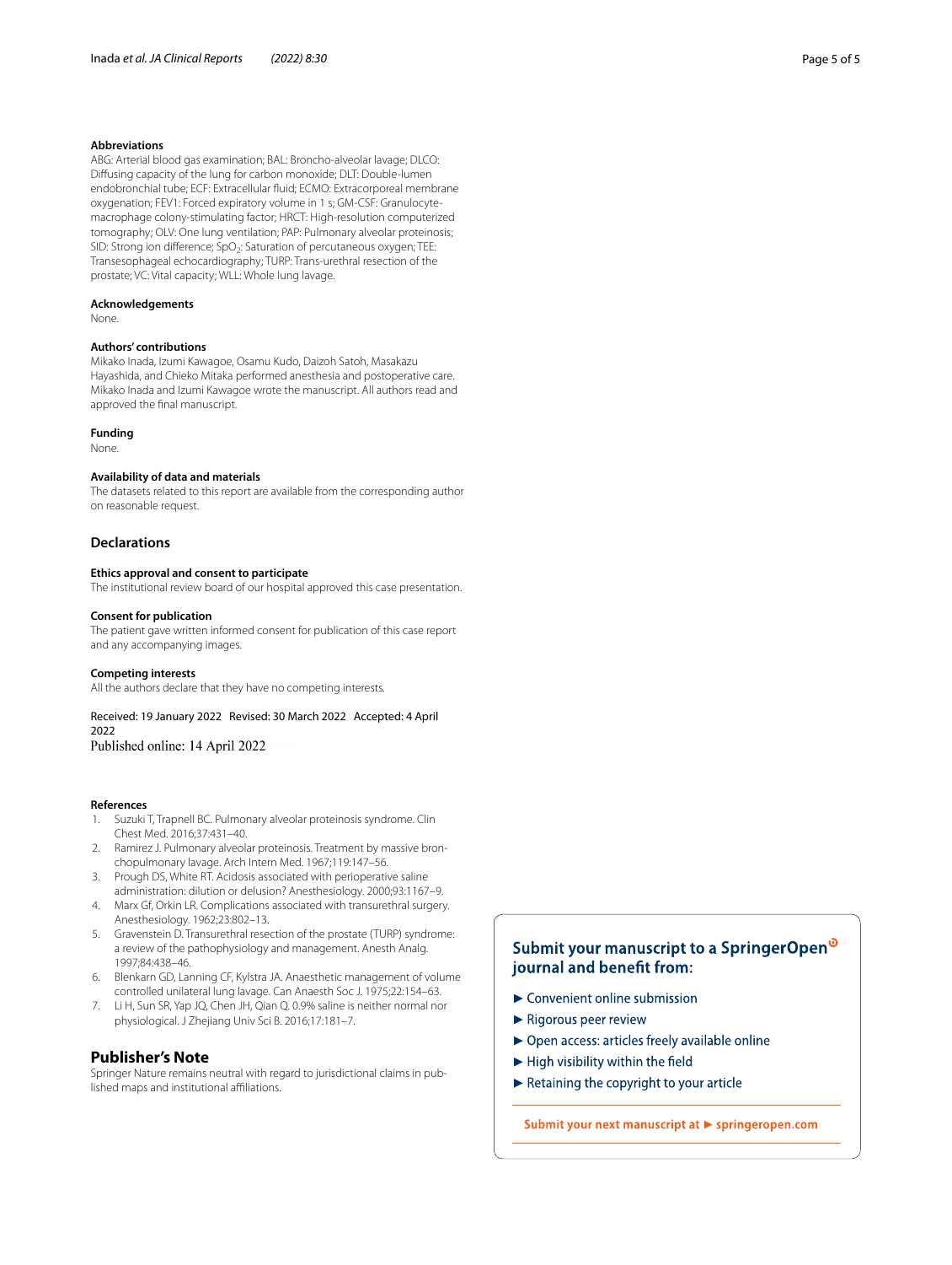### Abbreviations

ABG: Arterial blood gas examination; BAL: Broncho-alveolar lavage; DLCO: Diffusing capacity of the lung for carbon monoxide; DLT: Double-lumen endobronchial tube; ECF: Extracellular fluid; ECMO: Extracorporeal membrane oxygenation; FEV1: Forced expiratory volume in 1 s; GM-CSF: Granulocyte-macrophage colony-stimulating factor; HRCT: High-resolution computerized tomography; OLV: One lung ventilation; PAP: Pulmonary alveolar proteinosis; SID: Strong ion difference; $SpO_2$: Saturation of percutaneous oxygen; TEE: Transesophageal echocardiography; TURP: Trans-urethral resection of the prostate; VC: Vital capacity; WLL: Whole lung lavage.

### Acknowledgements

None.

### Authors' contributions

Mikako Inada, Izumi Kawagoe, Osamu Kudo, Daizoh Satoh, Masakazu Hayashida, and Chieko Mitaka performed anesthesia and postoperative care. Mikako Inada and Izumi Kawagoe wrote the manuscript. All authors read and approved the final manuscript.

### Funding

None.

### Availability of data and materials

The datasets related to this report are available from the corresponding author on reasonable request.

## Declarations

### Ethics approval and consent to participate

The institutional review board of our hospital approved this case presentation.

### Consent for publication

The patient gave written informed consent for publication of this case report and any accompanying images.

### Competing interests

All the authors declare that they have no competing interests.

Received: 19 January 2022 Revised: 30 March 2022 Accepted: 4 April 2022
Published online: 14 April 2022

### References

1. Suzuki T, Trapnell BC. Pulmonary alveolar proteinosis syndrome. Clin Chest Med. 2016;37:431–40.
2. Ramirez J. Pulmonary alveolar proteinosis. Treatment by massive bronchopulmonary lavage. Arch Intern Med. 1967;119:147–56.
3. Prough DS, White RT. Acidosis associated with perioperative saline administration: dilution or delusion? Anesthesiology. 2000;93:1167–9.
4. Marx Gf, Orkin LR. Complications associated with transurethral surgery. Anesthesiology. 1962;23:802–13.
5. Gravenstein D. Transurethral resection of the prostate (TURP) syndrome: a review of the pathophysiology and management. Anesth Analg. 1997;84:438–46.
6. Blenkarn GD, Lanning CF, Kylstra JA. Anaesthetic management of volume controlled unilateral lung lavage. Can Anaesth Soc J. 1975;22:154–63.
7. Li H, Sun SR, Yap JQ, Chen JH, Qian Q. 0.9% saline is neither normal nor physiological. J Zhejiang Univ Sci B. 2016;17:181–7.

## Publisher's Note

Springer Nature remains neutral with regard to jurisdictional claims in published maps and institutional affiliations.

**Submit your manuscript to a SpringerOpen journal and benefit from:**

- ► Convenient online submission
- ► Rigorous peer review
- ► Open access: articles freely available online
- ► High visibility within the field
- ► Retaining the copyright to your article

**Submit your next manuscript at ► springeropen.com**